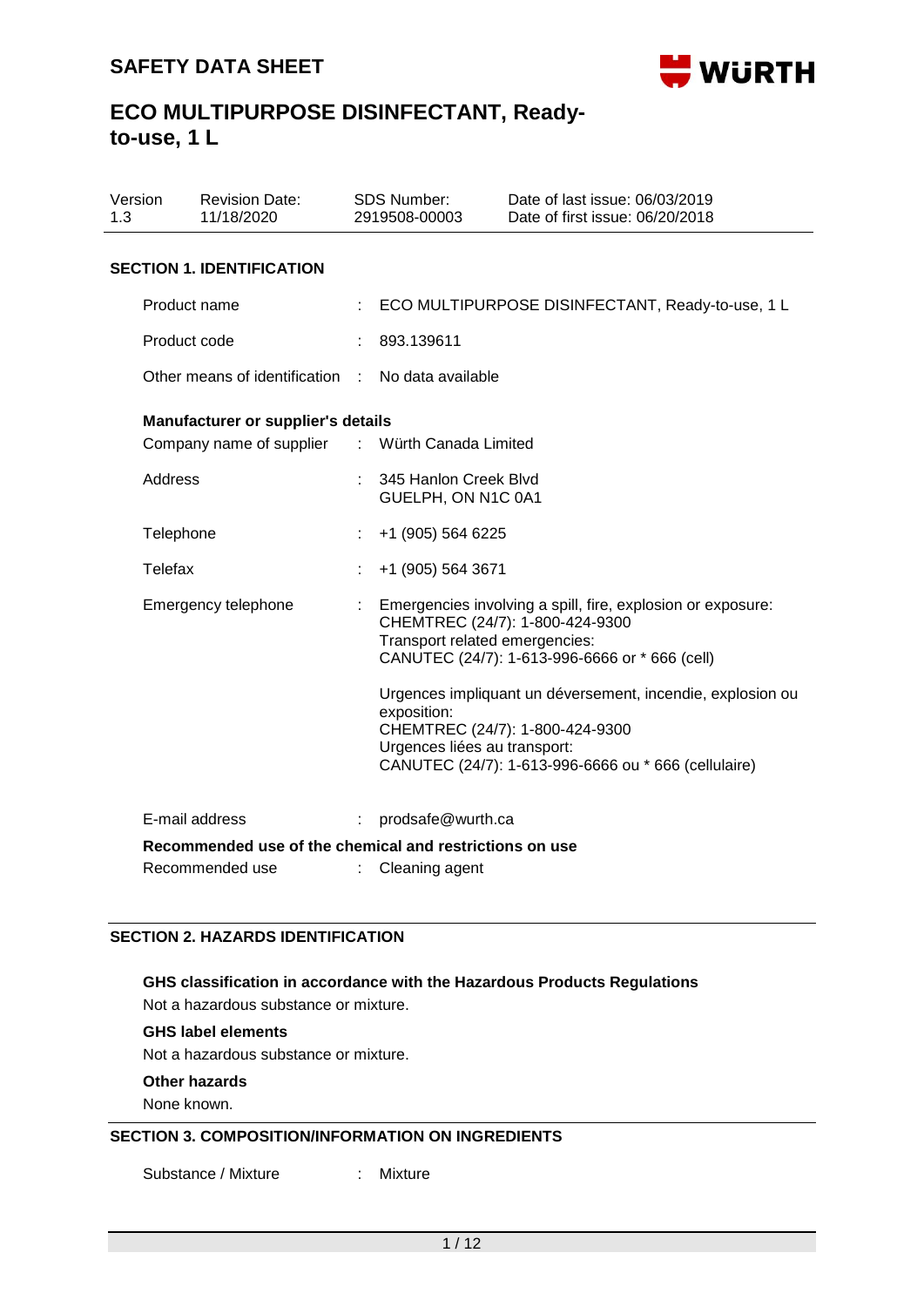# SAFETY DATA SHEET

# ECO MULTIPURPOSE DISINFECTANT, Ready-to-use, 1 L

| Version | Revision Date: | SDS Number: | Date of last issue: 06/03/2019 |
|---|---|---|---|
| 1.3 | 11/18/2020 | 2919508-00003 | Date of first issue: 06/20/2018 |

## SECTION 1. IDENTIFICATION

| | | |
|---|---|---|
| Product name | : | ECO MULTIPURPOSE DISINFECTANT, Ready-to-use, 1 L |
| Product code | : | 893.139611 |
| Other means of identification | : | No data available |

**Manufacturer or supplier's details**

| | | |
|---|---|---|
| Company name of supplier | : | Würth Canada Limited |
| Address | : | 345 Hanlon Creek Blvd<br>GUELPH, ON N1C 0A1 |
| Telephone | : | +1 (905) 564 6225 |
| Telefax | : | +1 (905) 564 3671 |
| Emergency telephone | : | Emergencies involving a spill, fire, explosion or exposure:<br>CHEMTREC (24/7): 1-800-424-9300<br>Transport related emergencies:<br>CANUTEC (24/7): 1-613-996-6666 or * 666 (cell)<br><br>Urgences impliquant un déversement, incendie, explosion ou exposition:<br>CHEMTREC (24/7): 1-800-424-9300<br>Urgences liées au transport:<br>CANUTEC (24/7): 1-613-996-6666 ou * 666 (cellulaire) |
| E-mail address | : | prodsafe@wurth.ca |

**Recommended use of the chemical and restrictions on use**

| | | |
|---|---|---|
| Recommended use | : | Cleaning agent |

## SECTION 2. HAZARDS IDENTIFICATION

**GHS classification in accordance with the Hazardous Products Regulations**

Not a hazardous substance or mixture.

**GHS label elements**

Not a hazardous substance or mixture.

**Other hazards**

None known.

## SECTION 3. COMPOSITION/INFORMATION ON INGREDIENTS

| | | |
|---|---|---|
| Substance / Mixture | : | Mixture |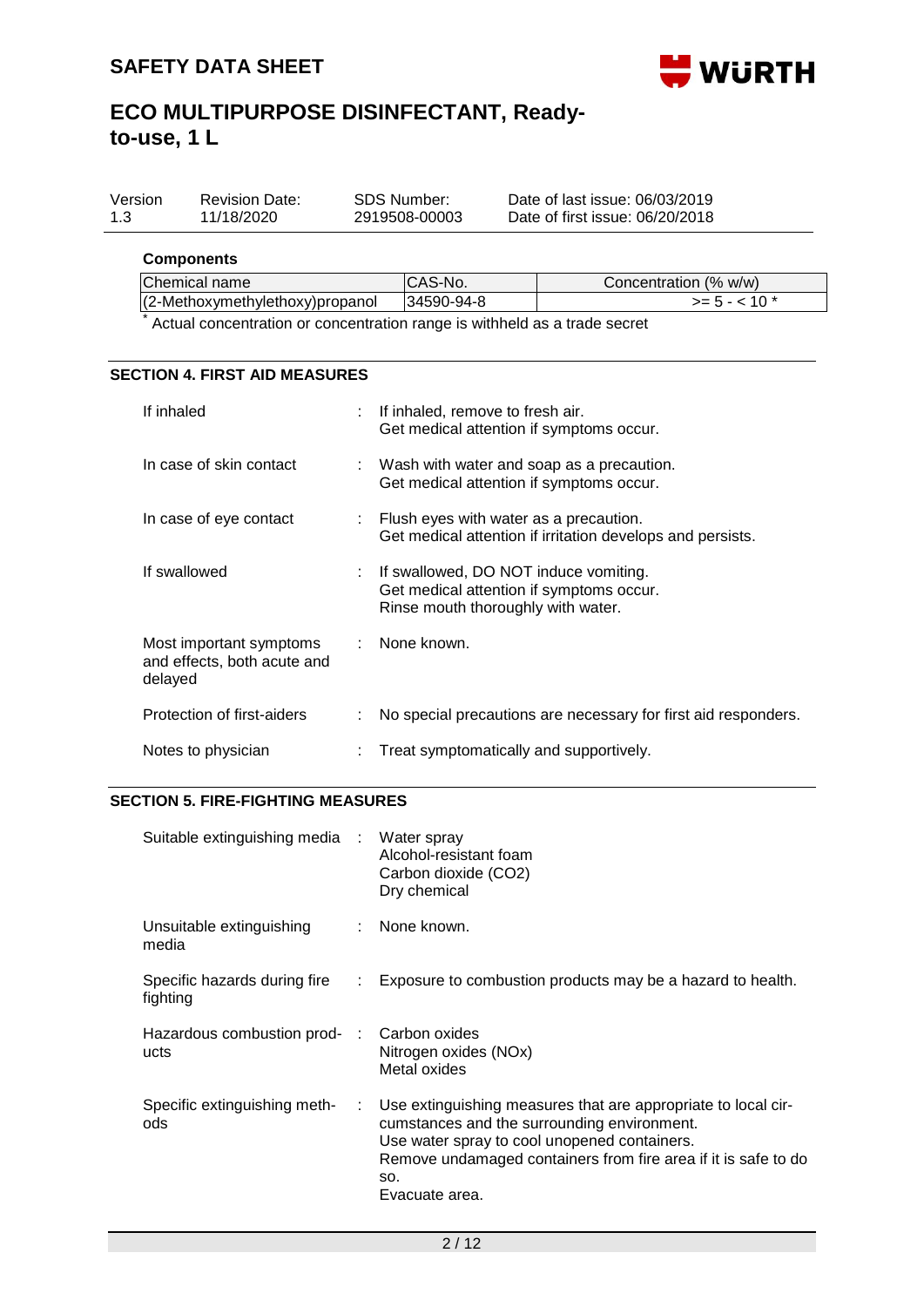**Components**

| Chemical name | CAS-No. | Concentration (% w/w) |
|---|---|---|
| (2-Methoxymethylethoxy)propanol | 34590-94-8 | >= 5 - < 10 * |

* Actual concentration or concentration range is withheld as a trade secret

## SECTION 4. FIRST AID MEASURES

| | | |
|---|---|---|
| If inhaled | : | If inhaled, remove to fresh air.<br>Get medical attention if symptoms occur. |
| In case of skin contact | : | Wash with water and soap as a precaution.<br>Get medical attention if symptoms occur. |
| In case of eye contact | : | Flush eyes with water as a precaution.<br>Get medical attention if irritation develops and persists. |
| If swallowed | : | If swallowed, DO NOT induce vomiting.<br>Get medical attention if symptoms occur.<br>Rinse mouth thoroughly with water. |
| Most important symptoms and effects, both acute and delayed | : | None known. |
| Protection of first-aiders | : | No special precautions are necessary for first aid responders. |
| Notes to physician | : | Treat symptomatically and supportively. |

## SECTION 5. FIRE-FIGHTING MEASURES

| | | |
|---|---|---|
| Suitable extinguishing media | : | Water spray<br>Alcohol-resistant foam<br>Carbon dioxide ($CO_2$)<br>Dry chemical |
| Unsuitable extinguishing media | : | None known. |
| Specific hazards during fire fighting | : | Exposure to combustion products may be a hazard to health. |
| Hazardous combustion products | : | Carbon oxides<br>Nitrogen oxides (NOx)<br>Metal oxides |
| Specific extinguishing methods | : | Use extinguishing measures that are appropriate to local circumstances and the surrounding environment.<br>Use water spray to cool unopened containers.<br>Remove undamaged containers from fire area if it is safe to do so.<br>Evacuate area. |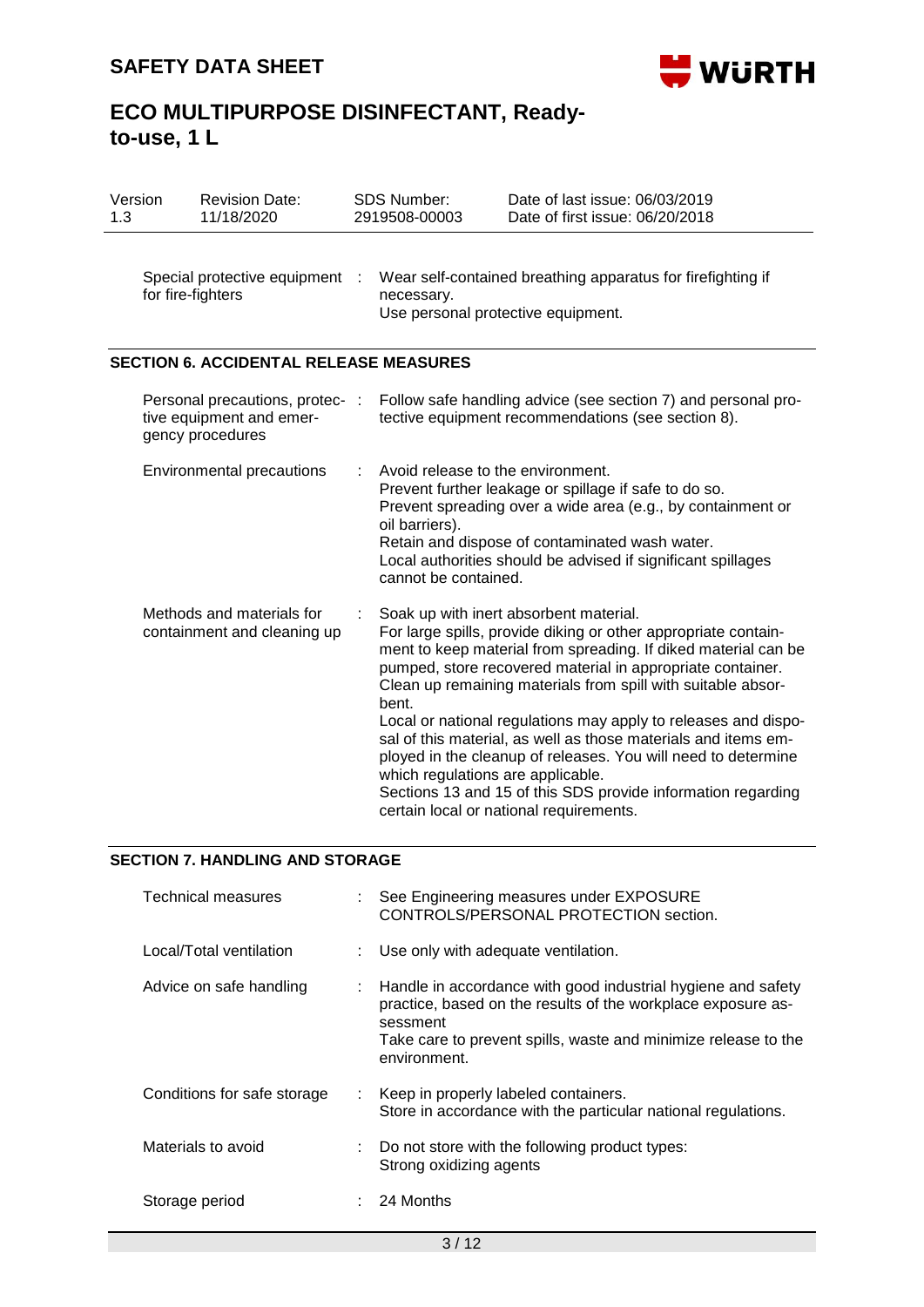| Special protective equipment for fire-fighters | : | Wear self-contained breathing apparatus for firefighting if necessary.<br>Use personal protective equipment. |
|---|---|---|

## SECTION 6. ACCIDENTAL RELEASE MEASURES

| | | |
|---|---|---|
| Personal precautions, protective equipment and emergency procedures | : | Follow safe handling advice (see section 7) and personal protective equipment recommendations (see section 8). |
| Environmental precautions | : | Avoid release to the environment.<br>Prevent further leakage or spillage if safe to do so.<br>Prevent spreading over a wide area (e.g., by containment or oil barriers).<br>Retain and dispose of contaminated wash water.<br>Local authorities should be advised if significant spillages cannot be contained. |
| Methods and materials for containment and cleaning up | : | Soak up with inert absorbent material.<br>For large spills, provide diking or other appropriate containment to keep material from spreading. If diked material can be pumped, store recovered material in appropriate container.<br>Clean up remaining materials from spill with suitable absorbent.<br>Local or national regulations may apply to releases and disposal of this material, as well as those materials and items employed in the cleanup of releases. You will need to determine which regulations are applicable.<br>Sections 13 and 15 of this SDS provide information regarding certain local or national requirements. |

## SECTION 7. HANDLING AND STORAGE

| | | |
|---|---|---|
| Technical measures | : | See Engineering measures under EXPOSURE CONTROLS/PERSONAL PROTECTION section. |
| Local/Total ventilation | : | Use only with adequate ventilation. |
| Advice on safe handling | : | Handle in accordance with good industrial hygiene and safety practice, based on the results of the workplace exposure assessment<br>Take care to prevent spills, waste and minimize release to the environment. |
| Conditions for safe storage | : | Keep in properly labeled containers.<br>Store in accordance with the particular national regulations. |
| Materials to avoid | : | Do not store with the following product types:<br>Strong oxidizing agents |
| Storage period | : | 24 Months |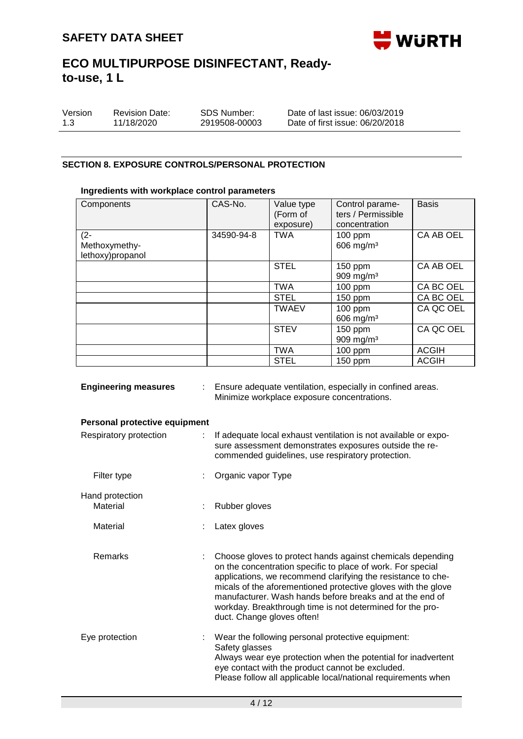## SECTION 8. EXPOSURE CONTROLS/PERSONAL PROTECTION

### Ingredients with workplace control parameters

| Components | CAS-No. | Value type (Form of exposure) | Control parameters / Permissible concentration | Basis |
|---|---|---|---|---|
| (2-Methoxymethylethoxy)propanol | 34590-94-8 | TWA | 100 ppm<br>606 mg/m³ | CA AB OEL |
| | | STEL | 150 ppm<br>909 mg/m³ | CA AB OEL |
| | | TWA | 100 ppm | CA BC OEL |
| | | STEL | 150 ppm | CA BC OEL |
| | | TWAEV | 100 ppm<br>606 mg/m³ | CA QC OEL |
| | | STEV | 150 ppm<br>909 mg/m³ | CA QC OEL |
| | | TWA | 100 ppm | ACGIH |
| | | STEL | 150 ppm | ACGIH |

**Engineering measures** : Ensure adequate ventilation, especially in confined areas. Minimize workplace exposure concentrations.

**Personal protective equipment**

Respiratory protection : If adequate local exhaust ventilation is not available or exposure assessment demonstrates exposures outside the recommended guidelines, use respiratory protection.

Filter type : Organic vapor Type

Hand protection

Material : Rubber gloves

Material : Latex gloves

Remarks : Choose gloves to protect hands against chemicals depending on the concentration specific to place of work. For special applications, we recommend clarifying the resistance to chemicals of the aforementioned protective gloves with the glove manufacturer. Wash hands before breaks and at the end of workday. Breakthrough time is not determined for the product. Change gloves often!

Eye protection : Wear the following personal protective equipment:
Safety glasses
Always wear eye protection when the potential for inadvertent eye contact with the product cannot be excluded.
Please follow all applicable local/national requirements when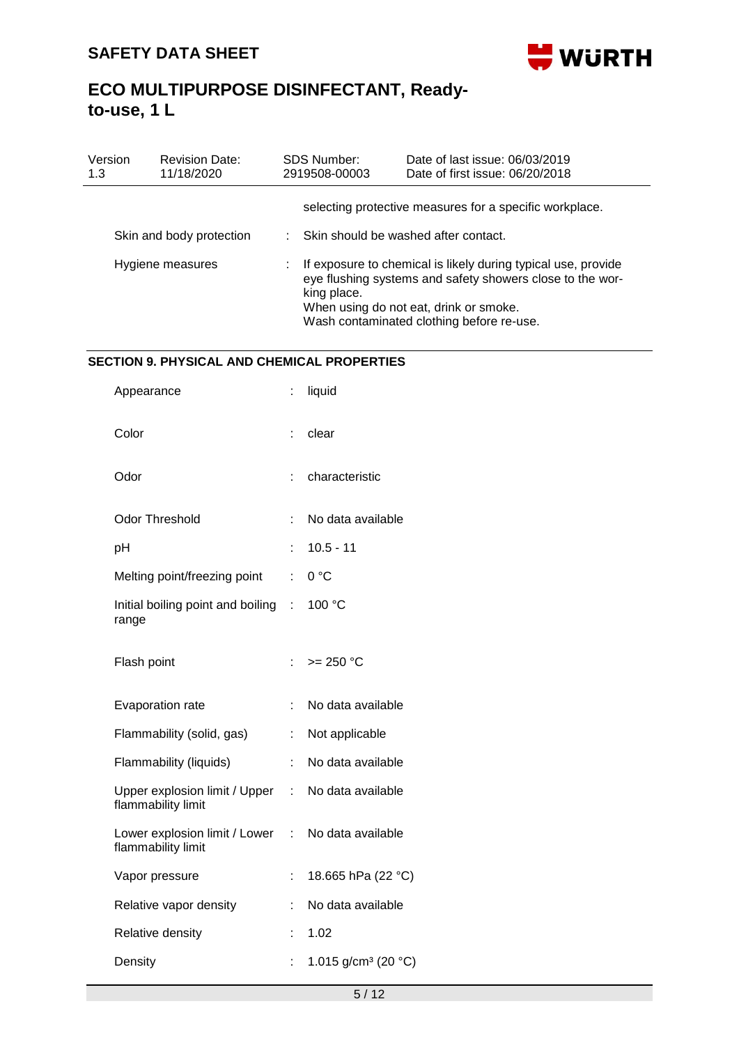| | | |
|---|---|---|
| | | selecting protective measures for a specific workplace. |
| Skin and body protection | : | Skin should be washed after contact. |
| Hygiene measures | : | If exposure to chemical is likely during typical use, provide eye flushing systems and safety showers close to the working place.<br>When using do not eat, drink or smoke.<br>Wash contaminated clothing before re-use. |

## SECTION 9. PHYSICAL AND CHEMICAL PROPERTIES

| | | |
|---|---|---|
| Appearance | : | liquid |
| Color | : | clear |
| Odor | : | characteristic |
| Odor Threshold | : | No data available |
| pH | : | 10.5 - 11 |
| Melting point/freezing point | : | 0 °C |
| Initial boiling point and boiling range | : | 100 °C |
| Flash point | : | >= 250 °C |
| Evaporation rate | : | No data available |
| Flammability (solid, gas) | : | Not applicable |
| Flammability (liquids) | : | No data available |
| Upper explosion limit / Upper flammability limit | : | No data available |
| Lower explosion limit / Lower flammability limit | : | No data available |
| Vapor pressure | : | 18.665 hPa (22 °C) |
| Relative vapor density | : | No data available |
| Relative density | : | 1.02 |
| Density | : | 1.015 g/cm³ (20 °C) |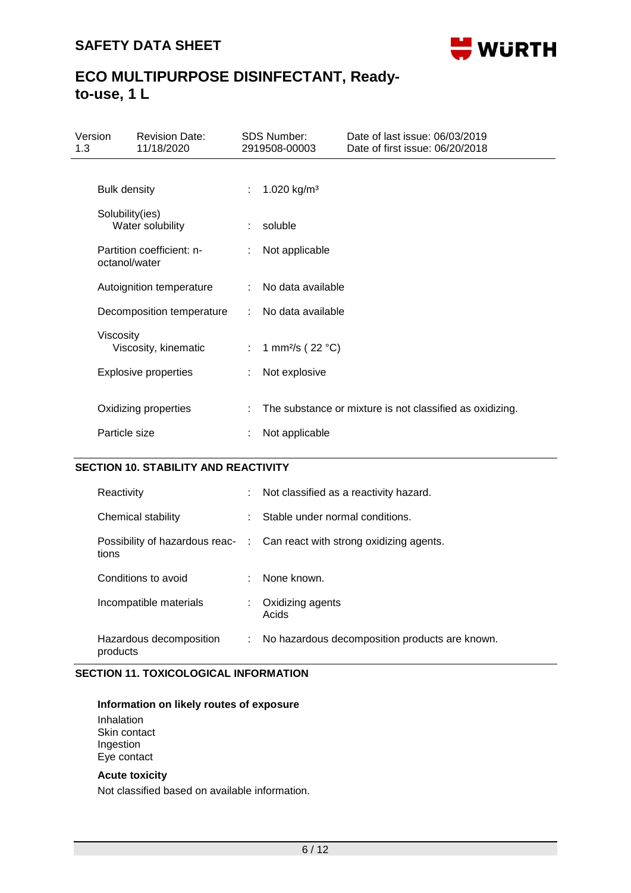| | | |
|---|---|---|
| Bulk density | : | 1.020 kg/m³ |
| Solubility(ies)<br>Water solubility | : | soluble |
| Partition coefficient: n-octanol/water | : | Not applicable |
| Autoignition temperature | : | No data available |
| Decomposition temperature | : | No data available |
| Viscosity<br>Viscosity, kinematic | : | 1 mm²/s ( 22 °C) |
| Explosive properties | : | Not explosive |
| Oxidizing properties | : | The substance or mixture is not classified as oxidizing. |
| Particle size | : | Not applicable |

## SECTION 10. STABILITY AND REACTIVITY

| | | |
|---|---|---|
| Reactivity | : | Not classified as a reactivity hazard. |
| Chemical stability | : | Stable under normal conditions. |
| Possibility of hazardous reactions | : | Can react with strong oxidizing agents. |
| Conditions to avoid | : | None known. |
| Incompatible materials | : | Oxidizing agents<br>Acids |
| Hazardous decomposition products | : | No hazardous decomposition products are known. |

## SECTION 11. TOXICOLOGICAL INFORMATION

**Information on likely routes of exposure**

Inhalation
Skin contact
Ingestion
Eye contact

**Acute toxicity**

Not classified based on available information.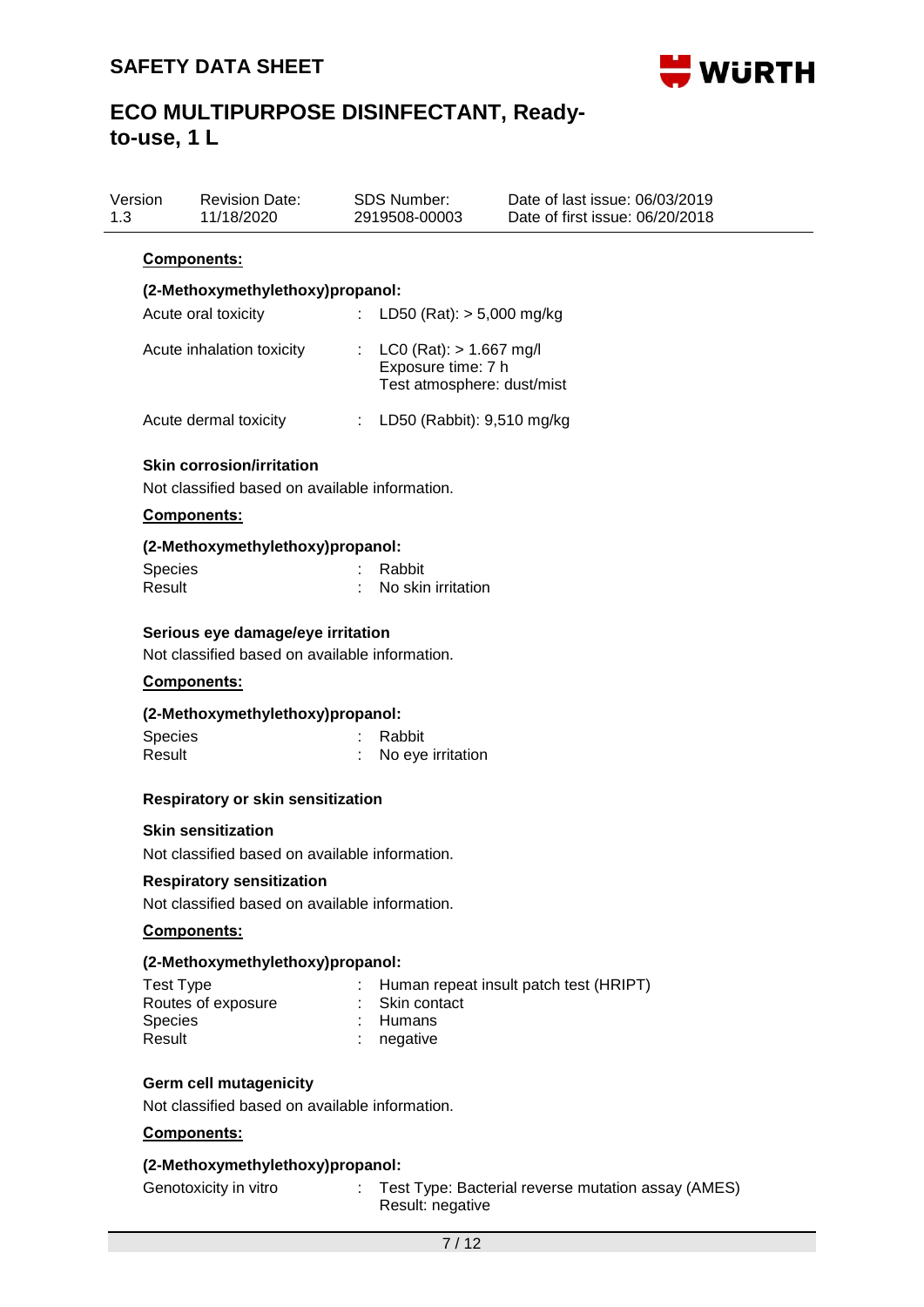**Components:**

**(2-Methoxymethylethoxy)propanol:**

| | | |
|---|---|---|
| Acute oral toxicity | : | LD50 (Rat): > 5,000 mg/kg |
| Acute inhalation toxicity | : | LC0 (Rat): > 1.667 mg/l<br>Exposure time: 7 h<br>Test atmosphere: dust/mist |
| Acute dermal toxicity | : | LD50 (Rabbit): 9,510 mg/kg |

**Skin corrosion/irritation**

Not classified based on available information.

**Components:**

**(2-Methoxymethylethoxy)propanol:**

| | | |
|---|---|---|
| Species | : | Rabbit |
| Result | : | No skin irritation |

**Serious eye damage/eye irritation**

Not classified based on available information.

**Components:**

**(2-Methoxymethylethoxy)propanol:**

| | | |
|---|---|---|
| Species | : | Rabbit |
| Result | : | No eye irritation |

**Respiratory or skin sensitization**

**Skin sensitization**

Not classified based on available information.

**Respiratory sensitization**

Not classified based on available information.

**Components:**

**(2-Methoxymethylethoxy)propanol:**

| | | |
|---|---|---|
| Test Type | : | Human repeat insult patch test (HRIPT) |
| Routes of exposure | : | Skin contact |
| Species | : | Humans |
| Result | : | negative |

**Germ cell mutagenicity**

Not classified based on available information.

**Components:**

**(2-Methoxymethylethoxy)propanol:**

| | | |
|---|---|---|
| Genotoxicity in vitro | : | Test Type: Bacterial reverse mutation assay (AMES)<br>Result: negative |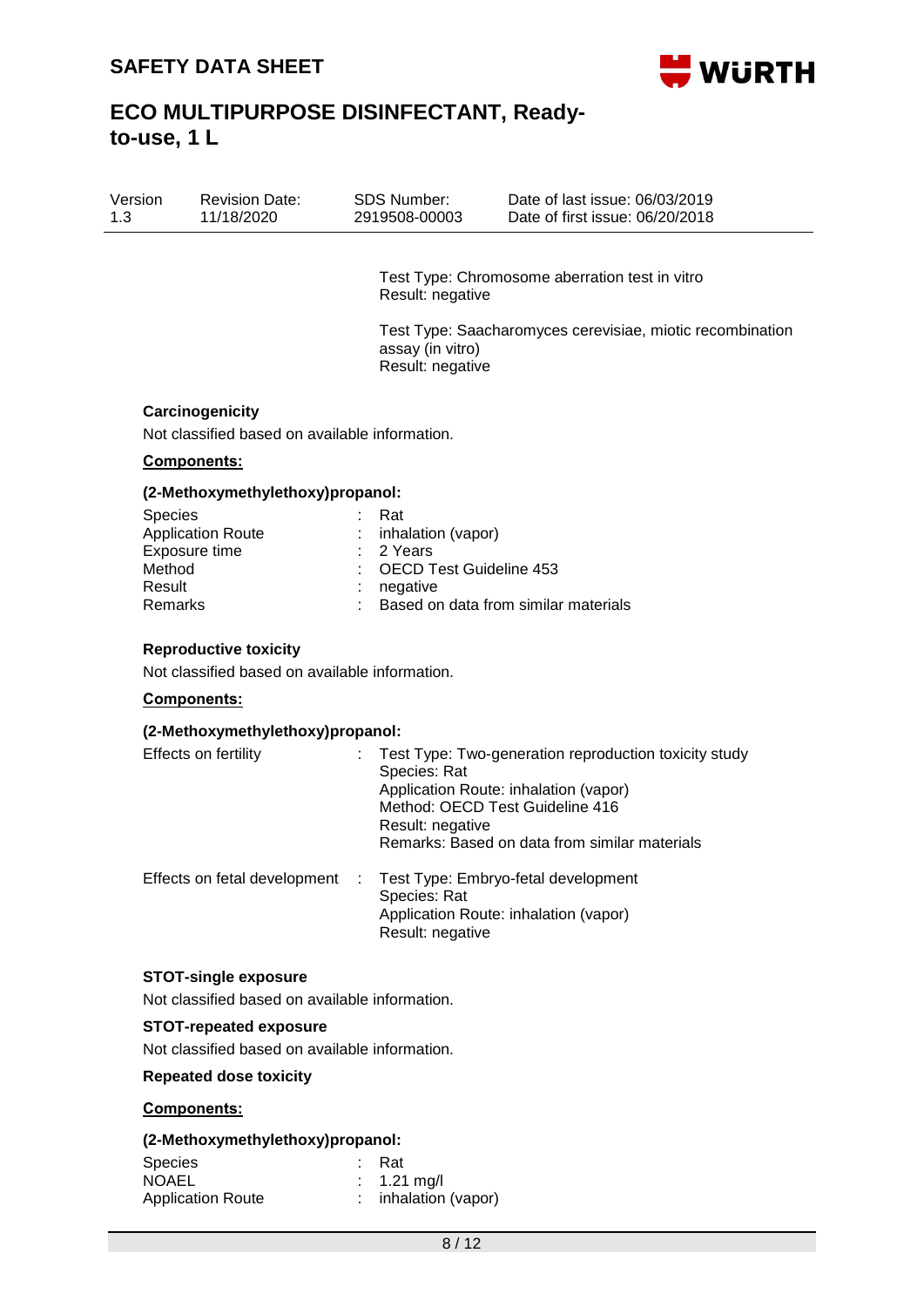Test Type: Chromosome aberration test in vitro
Result: negative

Test Type: Saacharomyces cerevisiae, miotic recombination assay (in vitro)
Result: negative

**Carcinogenicity**

Not classified based on available information.

**Components:**

**(2-Methoxymethylethoxy)propanol:**

| | | |
|---|---|---|
| Species | : | Rat |
| Application Route | : | inhalation (vapor) |
| Exposure time | : | 2 Years |
| Method | : | OECD Test Guideline 453 |
| Result | : | negative |
| Remarks | : | Based on data from similar materials |

**Reproductive toxicity**

Not classified based on available information.

**Components:**

**(2-Methoxymethylethoxy)propanol:**

Effects on fertility : Test Type: Two-generation reproduction toxicity study
Species: Rat
Application Route: inhalation (vapor)
Method: OECD Test Guideline 416
Result: negative
Remarks: Based on data from similar materials

Effects on fetal development : Test Type: Embryo-fetal development
Species: Rat
Application Route: inhalation (vapor)
Result: negative

**STOT-single exposure**

Not classified based on available information.

**STOT-repeated exposure**

Not classified based on available information.

**Repeated dose toxicity**

**Components:**

**(2-Methoxymethylethoxy)propanol:**

| | | |
|---|---|---|
| Species | : | Rat |
| NOAEL | : | 1.21 mg/l |
| Application Route | : | inhalation (vapor) |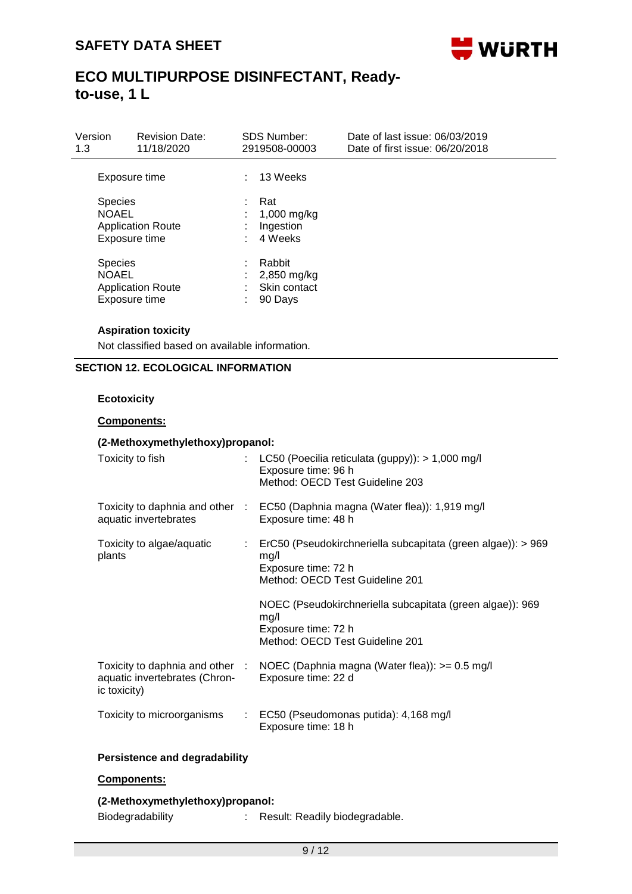| | | |
|---|---|---|
| Exposure time | : | 13 Weeks |
| Species | : | Rat |
| NOAEL | : | 1,000 mg/kg |
| Application Route | : | Ingestion |
| Exposure time | : | 4 Weeks |
| Species | : | Rabbit |
| NOAEL | : | 2,850 mg/kg |
| Application Route | : | Skin contact |
| Exposure time | : | 90 Days |

**Aspiration toxicity**

Not classified based on available information.

## SECTION 12. ECOLOGICAL INFORMATION

**Ecotoxicity**

**Components:**

**(2-Methoxymethylethoxy)propanol:**

| | | |
|---|---|---|
| Toxicity to fish | : | LC50 (Poecilia reticulata (guppy)): > 1,000 mg/l<br>Exposure time: 96 h<br>Method: OECD Test Guideline 203 |
| Toxicity to daphnia and other aquatic invertebrates | : | EC50 (Daphnia magna (Water flea)): 1,919 mg/l<br>Exposure time: 48 h |
| Toxicity to algae/aquatic plants | : | ErC50 (Pseudokirchneriella subcapitata (green algae)): > 969 mg/l<br>Exposure time: 72 h<br>Method: OECD Test Guideline 201<br><br>NOEC (Pseudokirchneriella subcapitata (green algae)): 969 mg/l<br>Exposure time: 72 h<br>Method: OECD Test Guideline 201 |
| Toxicity to daphnia and other aquatic invertebrates (Chronic toxicity) | : | NOEC (Daphnia magna (Water flea)): >= 0.5 mg/l<br>Exposure time: 22 d |
| Toxicity to microorganisms | : | EC50 (Pseudomonas putida): 4,168 mg/l<br>Exposure time: 18 h |

**Persistence and degradability**

**Components:**

**(2-Methoxymethylethoxy)propanol:**

| | | |
|---|---|---|
| Biodegradability | : | Result: Readily biodegradable. |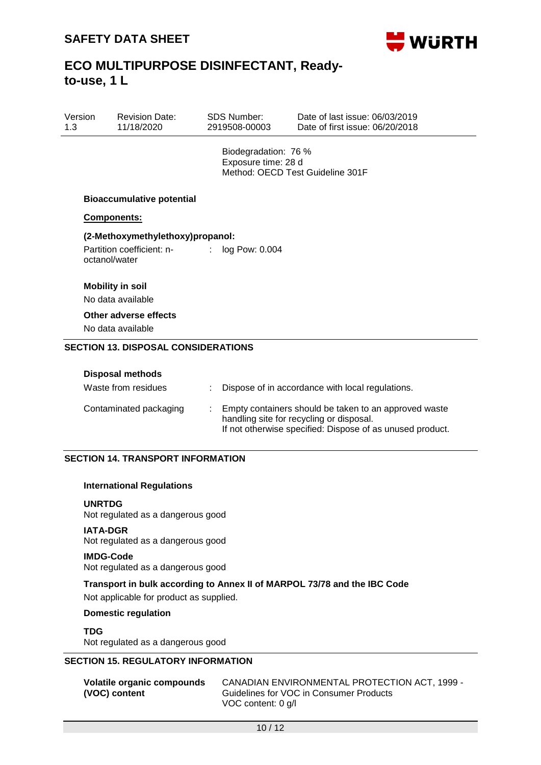Biodegradation: 76 %
Exposure time: 28 d
Method: OECD Test Guideline 301F

**Bioaccumulative potential**

**Components:**

**(2-Methoxymethylethoxy)propanol:**

Partition coefficient: n-octanol/water : log Pow: 0.004

**Mobility in soil**

No data available

**Other adverse effects**

No data available

## SECTION 13. DISPOSAL CONSIDERATIONS

**Disposal methods**

| | | |
|---|---|---|
| Waste from residues | : | Dispose of in accordance with local regulations. |
| Contaminated packaging | : | Empty containers should be taken to an approved waste handling site for recycling or disposal. If not otherwise specified: Dispose of as unused product. |

## SECTION 14. TRANSPORT INFORMATION

**International Regulations**

**UNRTDG**
Not regulated as a dangerous good

**IATA-DGR**
Not regulated as a dangerous good

**IMDG-Code**
Not regulated as a dangerous good

**Transport in bulk according to Annex II of MARPOL 73/78 and the IBC Code**

Not applicable for product as supplied.

**Domestic regulation**

**TDG**
Not regulated as a dangerous good

## SECTION 15. REGULATORY INFORMATION

**Volatile organic compounds (VOC) content**

CANADIAN ENVIRONMENTAL PROTECTION ACT, 1999 - Guidelines for VOC in Consumer Products
VOC content: 0 g/l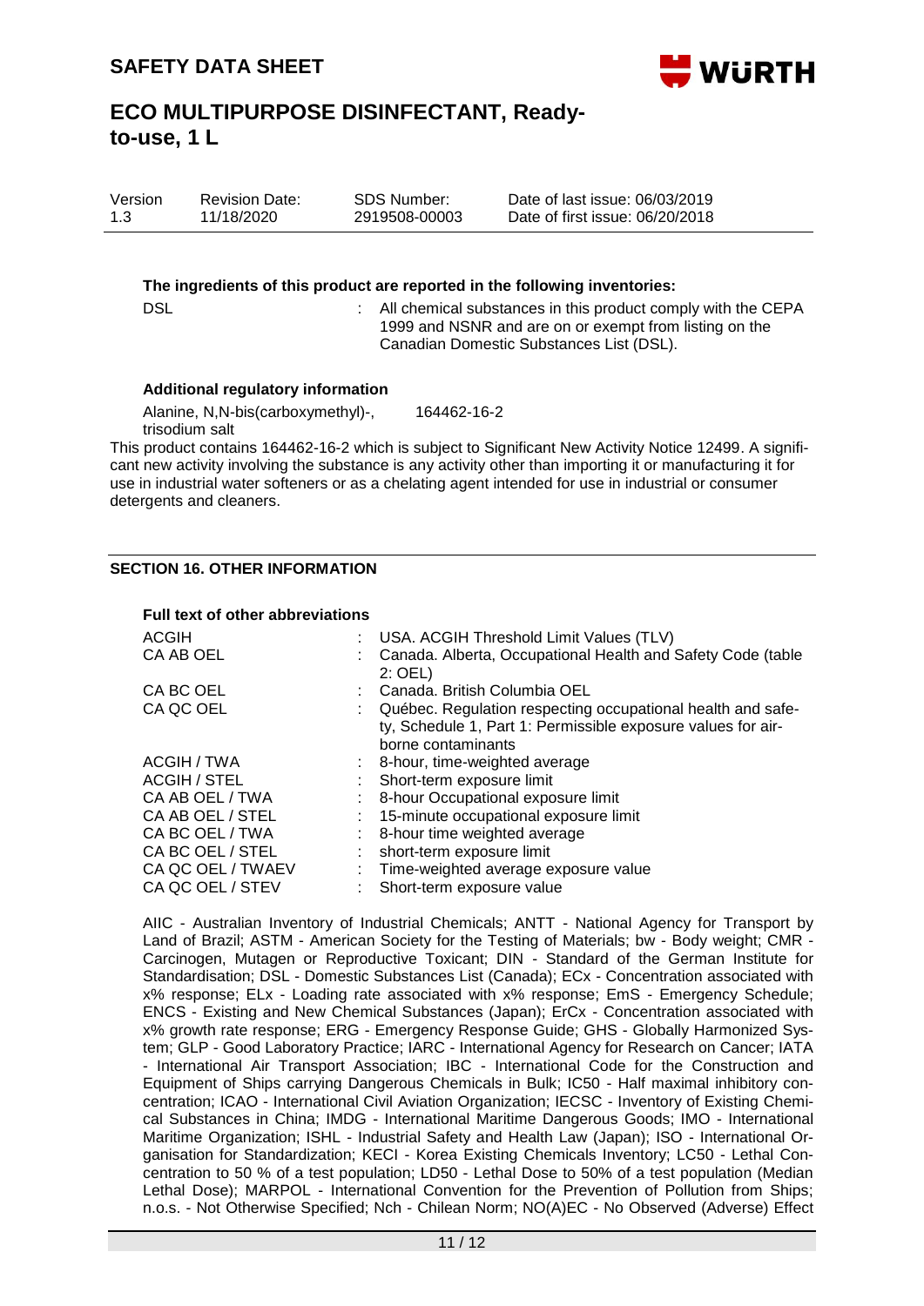**The ingredients of this product are reported in the following inventories:**

| | | |
|---|---|---|
| DSL | : | All chemical substances in this product comply with the CEPA 1999 and NSNR and are on or exempt from listing on the Canadian Domestic Substances List (DSL). |

**Additional regulatory information**

| | |
|---|---|
| Alanine, N,N-bis(carboxymethyl)-, trisodium salt | 164462-16-2 |

This product contains 164462-16-2 which is subject to Significant New Activity Notice 12499. A significant new activity involving the substance is any activity other than importing it or manufacturing it for use in industrial water softeners or as a chelating agent intended for use in industrial or consumer detergents and cleaners.

## SECTION 16. OTHER INFORMATION

**Full text of other abbreviations**

| | | |
|---|---|---|
| ACGIH | : | USA. ACGIH Threshold Limit Values (TLV) |
| CA AB OEL | : | Canada. Alberta, Occupational Health and Safety Code (table 2: OEL) |
| CA BC OEL | : | Canada. British Columbia OEL |
| CA QC OEL | : | Québec. Regulation respecting occupational health and safety, Schedule 1, Part 1: Permissible exposure values for airborne contaminants |
| ACGIH / TWA | : | 8-hour, time-weighted average |
| ACGIH / STEL | : | Short-term exposure limit |
| CA AB OEL / TWA | : | 8-hour Occupational exposure limit |
| CA AB OEL / STEL | : | 15-minute occupational exposure limit |
| CA BC OEL / TWA | : | 8-hour time weighted average |
| CA BC OEL / STEL | : | short-term exposure limit |
| CA QC OEL / TWAEV | : | Time-weighted average exposure value |
| CA QC OEL / STEV | : | Short-term exposure value |

AIIC - Australian Inventory of Industrial Chemicals; ANTT - National Agency for Transport by Land of Brazil; ASTM - American Society for the Testing of Materials; bw - Body weight; CMR - Carcinogen, Mutagen or Reproductive Toxicant; DIN - Standard of the German Institute for Standardisation; DSL - Domestic Substances List (Canada); ECx - Concentration associated with x% response; ELx - Loading rate associated with x% response; EmS - Emergency Schedule; ENCS - Existing and New Chemical Substances (Japan); ErCx - Concentration associated with x% growth rate response; ERG - Emergency Response Guide; GHS - Globally Harmonized System; GLP - Good Laboratory Practice; IARC - International Agency for Research on Cancer; IATA - International Air Transport Association; IBC - International Code for the Construction and Equipment of Ships carrying Dangerous Chemicals in Bulk; IC50 - Half maximal inhibitory concentration; ICAO - International Civil Aviation Organization; IECSC - Inventory of Existing Chemical Substances in China; IMDG - International Maritime Dangerous Goods; IMO - International Maritime Organization; ISHL - Industrial Safety and Health Law (Japan); ISO - International Organisation for Standardization; KECI - Korea Existing Chemicals Inventory; LC50 - Lethal Concentration to 50 % of a test population; LD50 - Lethal Dose to 50% of a test population (Median Lethal Dose); MARPOL - International Convention for the Prevention of Pollution from Ships; n.o.s. - Not Otherwise Specified; Nch - Chilean Norm; NO(A)EC - No Observed (Adverse) Effect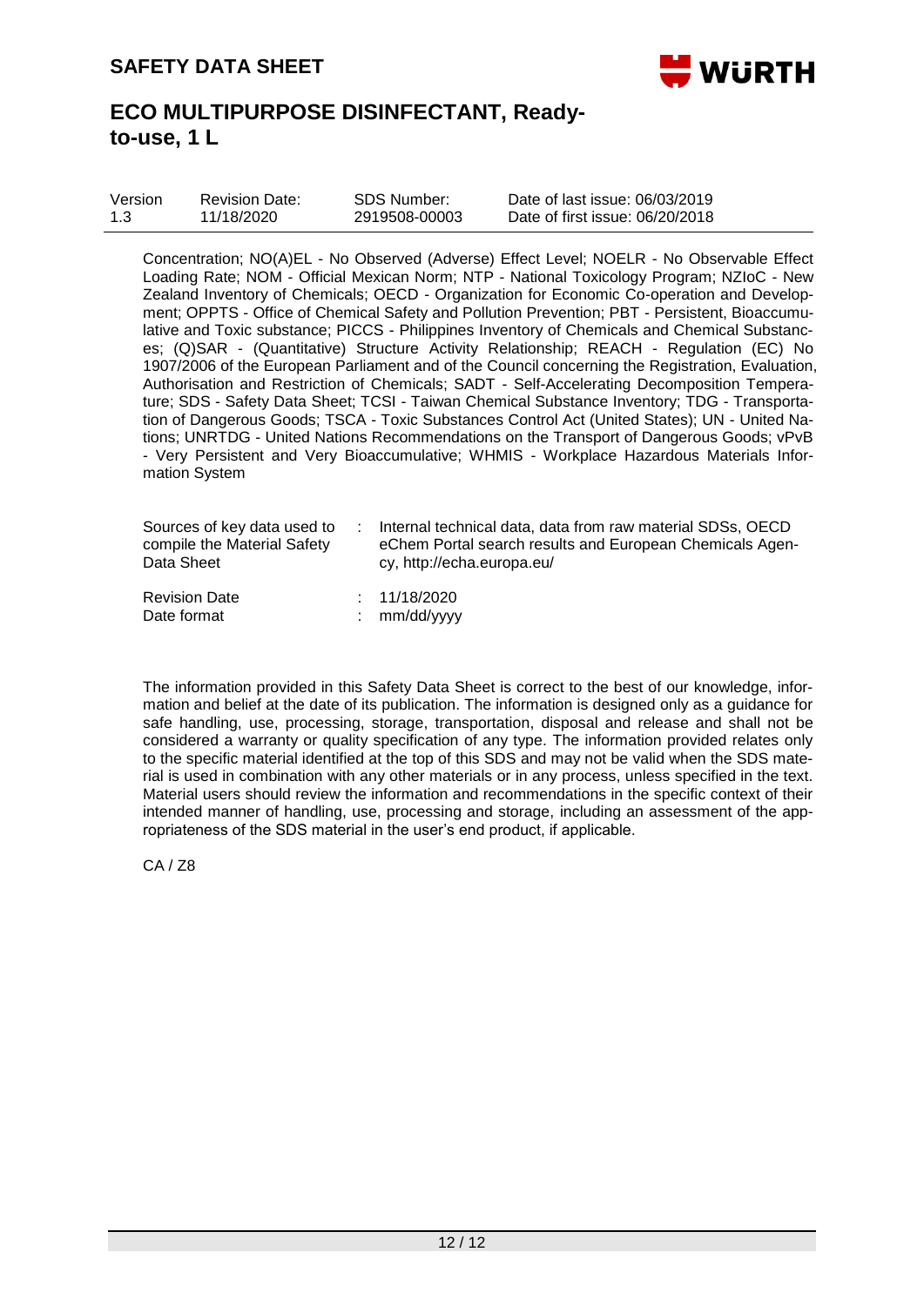Concentration; NO(A)EL - No Observed (Adverse) Effect Level; NOELR - No Observable Effect Loading Rate; NOM - Official Mexican Norm; NTP - National Toxicology Program; NZIoC - New Zealand Inventory of Chemicals; OECD - Organization for Economic Co-operation and Development; OPPTS - Office of Chemical Safety and Pollution Prevention; PBT - Persistent, Bioaccumulative and Toxic substance; PICCS - Philippines Inventory of Chemicals and Chemical Substances; (Q)SAR - (Quantitative) Structure Activity Relationship; REACH - Regulation (EC) No 1907/2006 of the European Parliament and of the Council concerning the Registration, Evaluation, Authorisation and Restriction of Chemicals; SADT - Self-Accelerating Decomposition Temperature; SDS - Safety Data Sheet; TCSI - Taiwan Chemical Substance Inventory; TDG - Transportation of Dangerous Goods; TSCA - Toxic Substances Control Act (United States); UN - United Nations; UNRTDG - United Nations Recommendations on the Transport of Dangerous Goods; vPvB - Very Persistent and Very Bioaccumulative; WHMIS - Workplace Hazardous Materials Information System

| | | |
|---|---|---|
| Sources of key data used to compile the Material Safety Data Sheet | : | Internal technical data, data from raw material SDSs, OECD eChem Portal search results and European Chemicals Agency, http://echa.europa.eu/ |
| Revision Date | : | 11/18/2020 |
| Date format | : | mm/dd/yyyy |

The information provided in this Safety Data Sheet is correct to the best of our knowledge, information and belief at the date of its publication. The information is designed only as a guidance for safe handling, use, processing, storage, transportation, disposal and release and shall not be considered a warranty or quality specification of any type. The information provided relates only to the specific material identified at the top of this SDS and may not be valid when the SDS material is used in combination with any other materials or in any process, unless specified in the text. Material users should review the information and recommendations in the specific context of their intended manner of handling, use, processing and storage, including an assessment of the appropriateness of the SDS material in the user's end product, if applicable.

CA / Z8